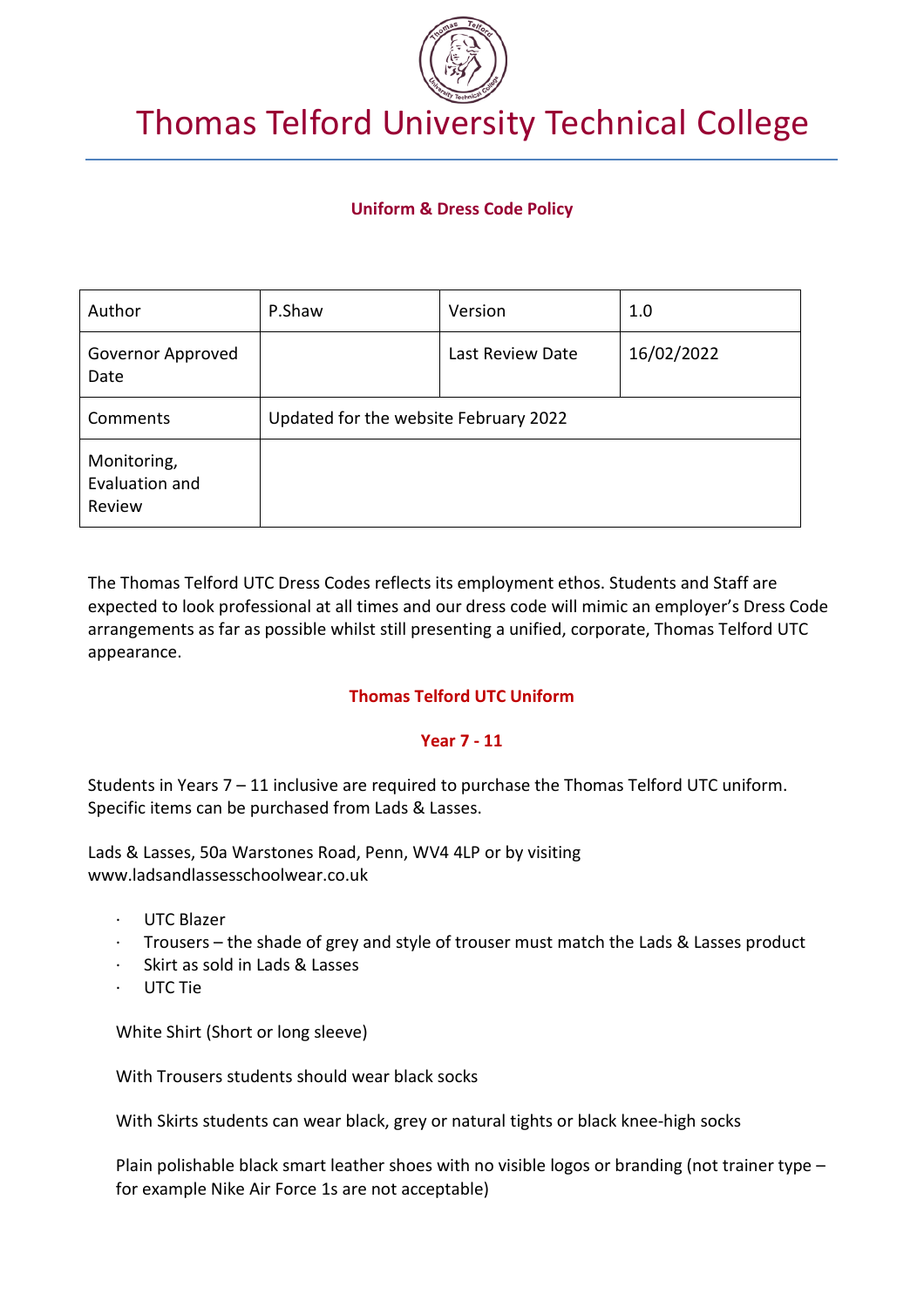# Thomas Telford University Technical College

## Uniform & Dress Code Policy

| Author | P.Shaw | Version | 1.0 |
| --- | --- | --- | --- |
| Governor Approved Date | | Last Review Date | 16/02/2022 |
| Comments | Updated for the website February 2022 | | |
| Monitoring, Evaluation and Review | | | |

The Thomas Telford UTC Dress Codes reflects its employment ethos. Students and Staff are expected to look professional at all times and our dress code will mimic an employer's Dress Code arrangements as far as possible whilst still presenting a unified, corporate, Thomas Telford UTC appearance.

### Thomas Telford UTC Uniform

### Year 7 - 11

Students in Years 7 – 11 inclusive are required to purchase the Thomas Telford UTC uniform. Specific items can be purchased from Lads & Lasses.

Lads & Lasses, 50a Warstones Road, Penn, WV4 4LP or by visiting www.ladsandlassesschoolwear.co.uk

- UTC Blazer
- Trousers – the shade of grey and style of trouser must match the Lads & Lasses product
- Skirt as sold in Lads & Lasses
- UTC Tie

White Shirt (Short or long sleeve)

With Trousers students should wear black socks

With Skirts students can wear black, grey or natural tights or black knee-high socks

Plain polishable black smart leather shoes with no visible logos or branding (not trainer type – for example Nike Air Force 1s are not acceptable)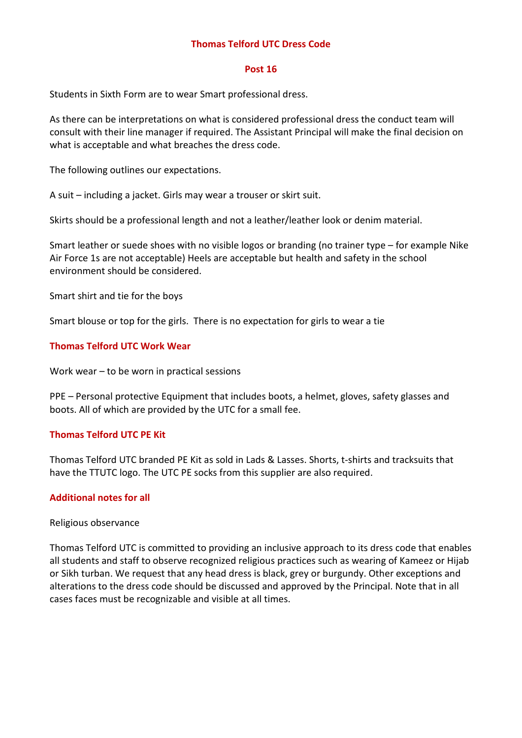# Thomas Telford UTC Dress Code

## Post 16

Students in Sixth Form are to wear Smart professional dress.

As there can be interpretations on what is considered professional dress the conduct team will consult with their line manager if required. The Assistant Principal will make the final decision on what is acceptable and what breaches the dress code.

The following outlines our expectations.

A suit – including a jacket. Girls may wear a trouser or skirt suit.

Skirts should be a professional length and not a leather/leather look or denim material.

Smart leather or suede shoes with no visible logos or branding (no trainer type – for example Nike Air Force 1s are not acceptable) Heels are acceptable but health and safety in the school environment should be considered.

Smart shirt and tie for the boys

Smart blouse or top for the girls.  There is no expectation for girls to wear a tie

## Thomas Telford UTC Work Wear

Work wear – to be worn in practical sessions

PPE – Personal protective Equipment that includes boots, a helmet, gloves, safety glasses and boots. All of which are provided by the UTC for a small fee.

## Thomas Telford UTC PE Kit

Thomas Telford UTC branded PE Kit as sold in Lads & Lasses. Shorts, t-shirts and tracksuits that have the TTUTC logo. The UTC PE socks from this supplier are also required.

## Additional notes for all

Religious observance

Thomas Telford UTC is committed to providing an inclusive approach to its dress code that enables all students and staff to observe recognized religious practices such as wearing of Kameez or Hijab or Sikh turban. We request that any head dress is black, grey or burgundy. Other exceptions and alterations to the dress code should be discussed and approved by the Principal. Note that in all cases faces must be recognizable and visible at all times.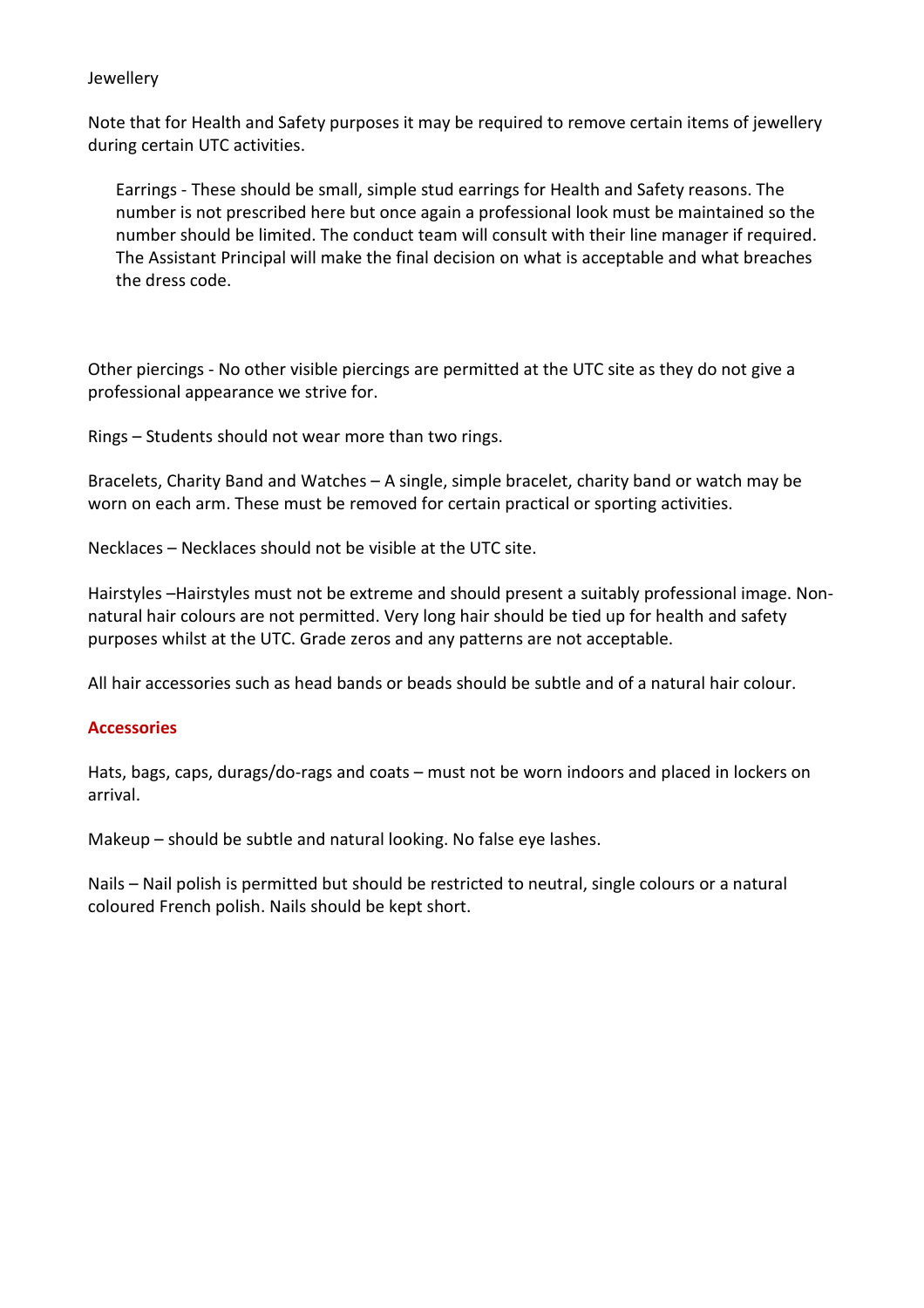Jewellery

Note that for Health and Safety purposes it may be required to remove certain items of jewellery during certain UTC activities.

> Earrings - These should be small, simple stud earrings for Health and Safety reasons. The number is not prescribed here but once again a professional look must be maintained so the number should be limited. The conduct team will consult with their line manager if required. The Assistant Principal will make the final decision on what is acceptable and what breaches the dress code.

Other piercings - No other visible piercings are permitted at the UTC site as they do not give a professional appearance we strive for.

Rings – Students should not wear more than two rings.

Bracelets, Charity Band and Watches – A single, simple bracelet, charity band or watch may be worn on each arm. These must be removed for certain practical or sporting activities.

Necklaces – Necklaces should not be visible at the UTC site.

Hairstyles –Hairstyles must not be extreme and should present a suitably professional image. Non-natural hair colours are not permitted. Very long hair should be tied up for health and safety purposes whilst at the UTC. Grade zeros and any patterns are not acceptable.

All hair accessories such as head bands or beads should be subtle and of a natural hair colour.

## Accessories

Hats, bags, caps, durags/do-rags and coats – must not be worn indoors and placed in lockers on arrival.

Makeup – should be subtle and natural looking. No false eye lashes.

Nails – Nail polish is permitted but should be restricted to neutral, single colours or a natural coloured French polish. Nails should be kept short.